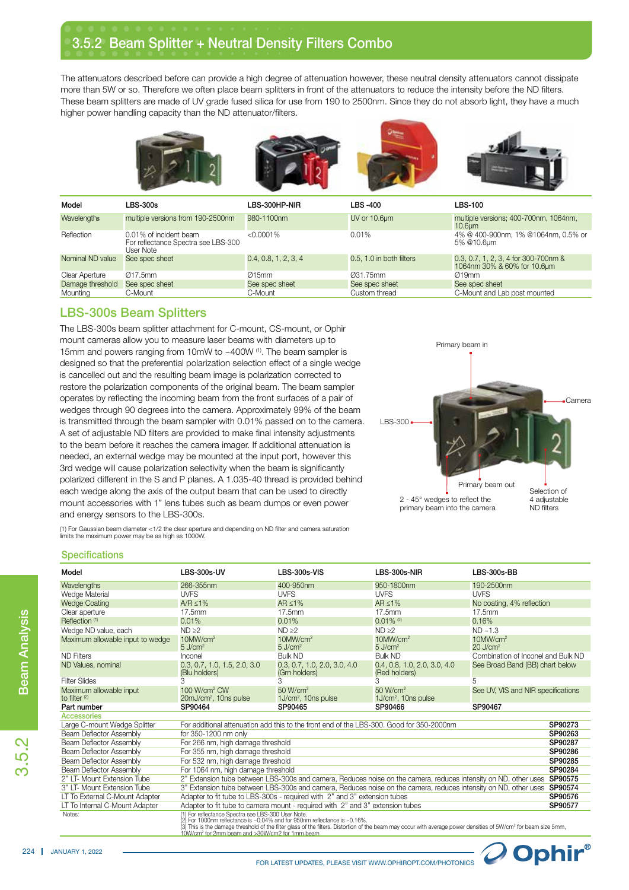## 3.5.2 Beam Splitter + Neutral Density Filters Combo

The attenuators described before can provide a high degree of attenuation however, these neutral density attenuators cannot dissipate more than 5W or so. Therefore we often place beam splitters in front of the attenuators to reduce the intensity before the ND filters. These beam splitters are made of UV grade fused silica for use from 190 to 2500nm. Since they do not absorb light, they have a much higher power handling capacity than the ND attenuator/filters.

| Model | LBS-300s | LBS-300HP-NIR | LBS -400 | LBS-100 |
|---|---|---|---|---|
| Wavelengths | multiple versions from 190-2500nm | 980-1100nm | UV or 10.6µm | multiple versions; 400-700nm, 1064nm, 10.6µm |
| Reflection | 0.01% of incident beam For reflectance Spectra see LBS-300 User Note | <0.0001% | 0.01% | 4% @ 400-900nm, 1% @1064nm, 0.5% or 5% @10.6µm |
| Nominal ND value | See spec sheet | 0.4, 0.8, 1, 2, 3, 4 | 0.5, 1.0 in both filters | 0.3, 0.7, 1, 2, 3, 4 for 300-700nm & 1064nm 30% & 60% for 10.6µm |
| Clear Aperture | Ø17.5mm | Ø15mm | Ø31.75mm | Ø19mm |
| Damage threshold | See spec sheet | See spec sheet | See spec sheet | See spec sheet |
| Mounting | C-Mount | C-Mount | Custom thread | C-Mount and Lab post mounted |

## LBS-300s Beam Splitters

The LBS-300s beam splitter attachment for C-mount, CS-mount, or Ophir mount cameras allow you to measure laser beams with diameters up to 15mm and powers ranging from 10mW to ~400W [(1)]. The beam sampler is designed so that the preferential polarization selection effect of a single wedge is cancelled out and the resulting beam image is polarization corrected to restore the polarization components of the original beam. The beam sampler operates by reflecting the incoming beam from the front surfaces of a pair of wedges through 90 degrees into the camera. Approximately 99% of the beam is transmitted through the beam sampler with 0.01% passed on to the camera. A set of adjustable ND filters are provided to make final intensity adjustments to the beam before it reaches the camera imager. If additional attenuation is needed, an external wedge may be mounted at the input port, however this 3rd wedge will cause polarization selectivity when the beam is significantly polarized different in the S and P planes. A 1.035-40 thread is provided behind each wedge along the axis of the output beam that can be used to directly mount accessories with 1" lens tubes such as beam dumps or even power and energy sensors to the LBS-300s.

Primary beam in — Camera — LBS-300 — Primary beam out — 2 - 45° wedges to reflect the primary beam into the camera — Selection of 4 adjustable ND filters

(1) For Gaussian beam diameter <1/2 the clear aperture and depending on ND filter and camera saturation limits the maximum power may be as high as 1000W.

### Specifications

| Model | LBS-300s-UV | LBS-300s-VIS | LBS-300s-NIR | LBS-300s-BB |
|---|---|---|---|---|
| Wavelengths | 266-355nm | 400-950nm | 950-1800nm | 190-2500nm |
| Wedge Material | UVFS | UVFS | UVFS | UVFS |
| Wedge Coating | A/R ≤1% | AR ≤1% | AR ≤1% | No coating, 4% reflection |
| Clear aperture | 17.5mm | 17.5mm | 17.5mm | 17.5mm |
| Reflection [(1)] | 0.01% | 0.01% | 0.01% [(2)] | 0.16% |
| Wedge ND value, each | ND ≥2 | ND ≥2 | ND ≥2 | ND ~1.3 |
| Maximum allowable input to wedge | 10MW/cm² 5 J/cm² | 10MW/cm² 5 J/cm² | 10MW/cm² 5 J/cm² | 10MW/cm² 20 J/cm² |
| ND Filters | Inconel | Bulk ND | Bulk ND | Combination of Inconel and Bulk ND |
| ND Values, nominal | 0.3, 0.7, 1.0, 1.5, 2.0, 3.0 (Blu holders) | 0.3, 0.7, 1.0, 2.0, 3.0, 4.0 (Grn holders) | 0.4, 0.8, 1.0, 2.0, 3.0, 4.0 (Red holders) | See Broad Band (BB) chart below |
| Filter Slides | 3 | 3 | 3 | 5 |
| Maximum allowable input to filter [(2)] | 100 W/cm² CW 20mJ/cm², 10ns pulse | 50 W/cm² 1J/cm², 10ns pulse | 50 W/cm² 1J/cm², 10ns pulse | See UV, VIS and NIR specifications |
| Part number | SP90464 | SP90465 | SP90466 | SP90467 |

| Accessories | | |
|---|---|---|
| Large C-mount Wedge Splitter | For additional attenuation add this to the front end of the LBS-300. Good for 350-2000nm | SP90273 |
| Beam Deflector Assembly | for 350-1200 nm only | SP90263 |
| Beam Deflector Assembly | For 266 nm, high damage threshold | SP90287 |
| Beam Deflector Assembly | For 355 nm, high damage threshold | SP90286 |
| Beam Deflector Assembly | For 532 nm, high damage threshold | SP90285 |
| Beam Deflector Assembly | For 1064 nm, high damage threshold | SP90284 |
| 2" LT- Mount Extension Tube | 2" Extension tube between LBS-300s and camera, Reduces noise on the camera, reduces intensity on ND, other uses | SP90575 |
| 3" LT- Mount Extension Tube | 3" Extension tube between LBS-300s and camera, Reduces noise on the camera, reduces intensity on ND, other uses | SP90574 |
| LT To External C-Mount Adapter | Adapter to fit tube to LBS-300s - required with 2" and 3" extension tubes | SP90576 |
| LT To Internal C-Mount Adapter | Adapter to fit tube to camera mount - required with 2" and 3" extension tubes | SP90577 |

Notes:
(1) For reflectance Spectra see LBS-300 User Note.
(2) For 1000nm reflectance is ~0.04% and for 950nm reflectance is ~0.16%.
(3) This is the damage threshold of the filter glass of the filters. Distortion of the beam may occur with average power densities of 5W/cm² for beam size 5mm, 10W/cm² for 2mm beam and >30W/cm2 for 1mm beam.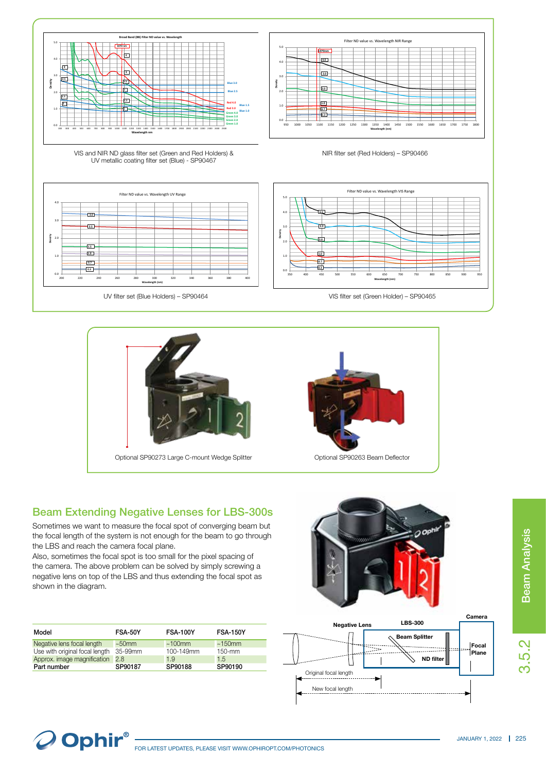Broad Band (BB) Filter ND value vs. Wavelength

VIS and NIR ND glass filter set (Green and Red Holders) & UV metallic coating filter set (Blue) - SP90467

Filter ND value vs. Wavelength NIR Range

NIR filter set (Red Holders) – SP90466

Filter ND value vs. Wavelength UV Range

UV filter set (Blue Holders) – SP90464

Filter ND value vs. Wavelength VIS Range

VIS filter set (Green Holder) – SP90465

Optional SP90273 Large C-mount Wedge Splitter

Optional SP90263 Beam Deflector

## Beam Extending Negative Lenses for LBS-300s

Sometimes we want to measure the focal spot of converging beam but the focal length of the system is not enough for the beam to go through the LBS and reach the camera focal plane.
Also, sometimes the focal spot is too small for the pixel spacing of the camera. The above problem can be solved by simply screwing a negative lens on top of the LBS and thus extending the focal spot as shown in the diagram.

| Model | FSA-50Y | FSA-100Y | FSA-150Y |
|---|---|---|---|
| Negative lens focal length | ~50mm | ~100mm | ~150mm |
| Use with original focal length | 35-99mm | 100-149mm | 150-mm |
| Approx. image magnification | 2.8 | 1.9 | 1.5 |
| **Part number** | SP90187 | SP90188 | SP90190 |

Negative Lens
LBS-300
Camera
Beam Splitter
ND filter
Focal Plane
Original focal length
New focal length